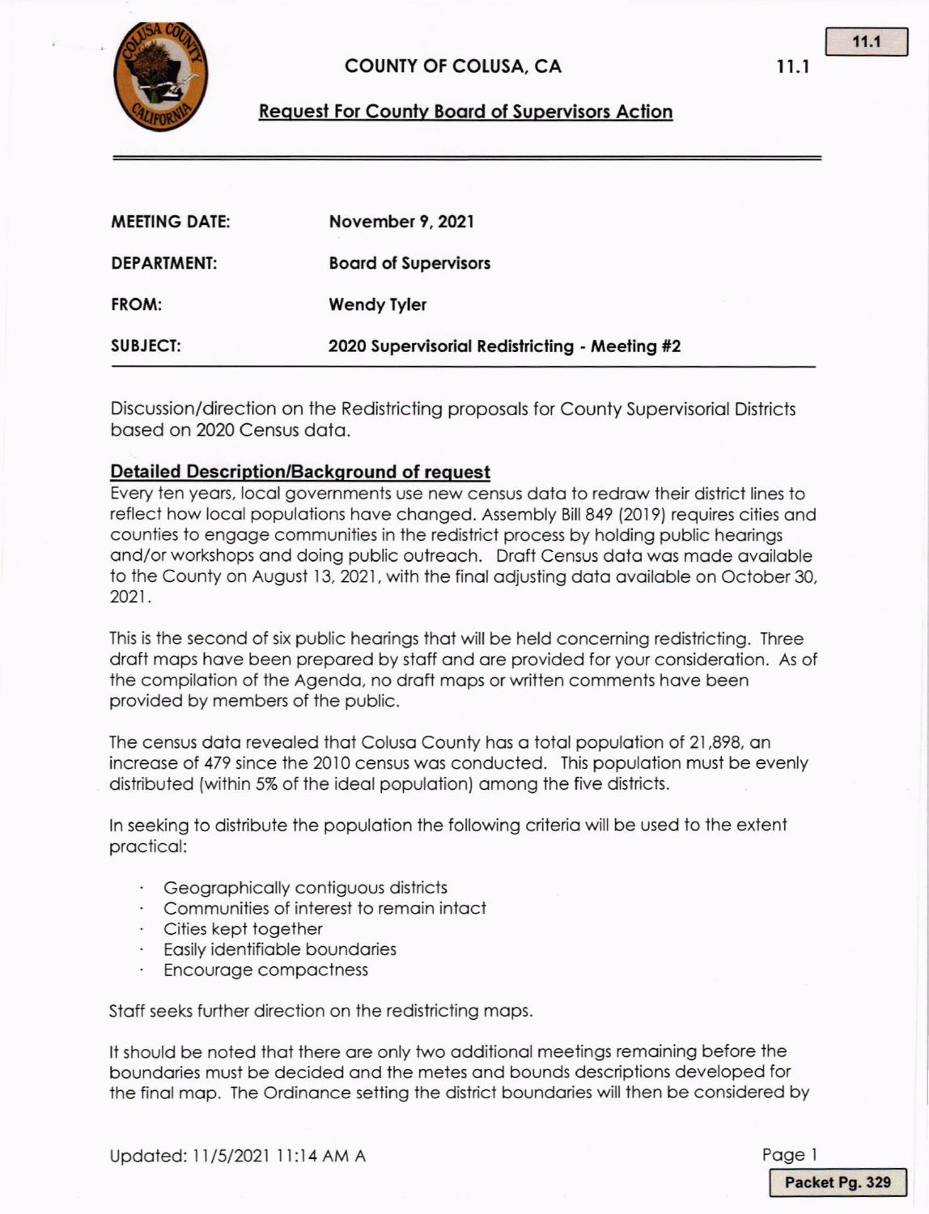# COUNTY OF COLUSA, CA

11.1

## Request For County Board of Supervisors Action

| | |
|---|---|
| **MEETING DATE:** | **November 9, 2021** |
| **DEPARTMENT:** | **Board of Supervisors** |
| **FROM:** | **Wendy Tyler** |
| **SUBJECT:** | **2020 Supervisorial Redistricting - Meeting #2** |

Discussion/direction on the Redistricting proposals for County Supervisorial Districts based on 2020 Census data.

### Detailed Description/Background of request

Every ten years, local governments use new census data to redraw their district lines to reflect how local populations have changed. Assembly Bill 849 (2019) requires cities and counties to engage communities in the redistrict process by holding public hearings and/or workshops and doing public outreach. Draft Census data was made available to the County on August 13, 2021, with the final adjusting data available on October 30, 2021.

This is the second of six public hearings that will be held concerning redistricting. Three draft maps have been prepared by staff and are provided for your consideration. As of the compilation of the Agenda, no draft maps or written comments have been provided by members of the public.

The census data revealed that Colusa County has a total population of 21,898, an increase of 479 since the 2010 census was conducted. This population must be evenly distributed (within 5% of the ideal population) among the five districts.

In seeking to distribute the population the following criteria will be used to the extent practical:

- Geographically contiguous districts
- Communities of interest to remain intact
- Cities kept together
- Easily identifiable boundaries
- Encourage compactness

Staff seeks further direction on the redistricting maps.

It should be noted that there are only two additional meetings remaining before the boundaries must be decided and the metes and bounds descriptions developed for the final map. The Ordinance setting the district boundaries will then be considered by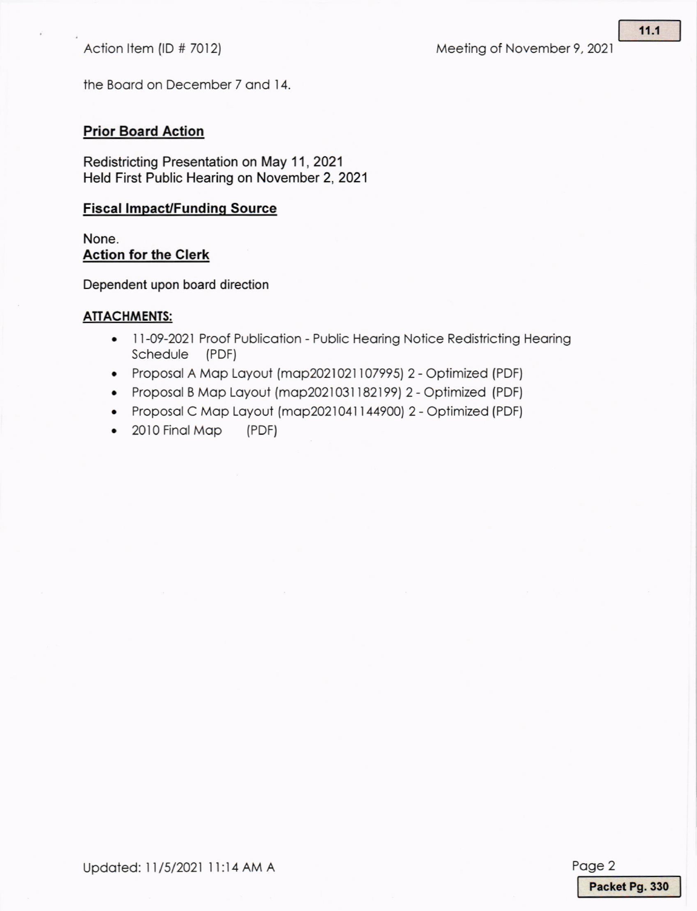the Board on December 7 and 14.

## Prior Board Action

Redistricting Presentation on May 11, 2021
Held First Public Hearing on November 2, 2021

## Fiscal Impact/Funding Source

None.

## Action for the Clerk

Dependent upon board direction

## ATTACHMENTS:

- 11-09-2021 Proof Publication - Public Hearing Notice Redistricting Hearing Schedule (PDF)
- Proposal A Map Layout (map2021021107995) 2 - Optimized (PDF)
- Proposal B Map Layout (map2021031182199) 2 - Optimized (PDF)
- Proposal C Map Layout (map2021041144900) 2 - Optimized (PDF)
- 2010 Final Map (PDF)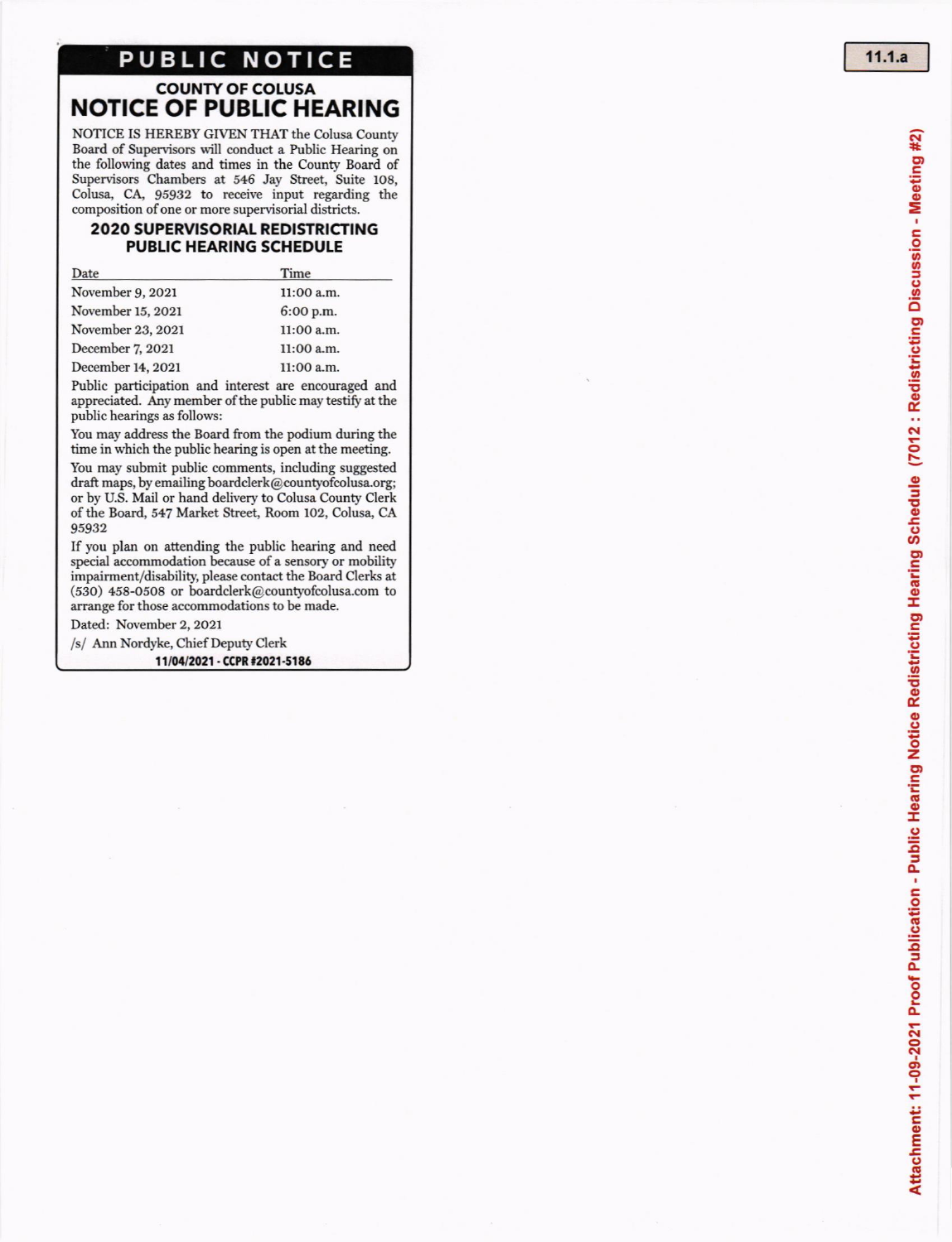# PUBLIC NOTICE

## COUNTY OF COLUSA
## NOTICE OF PUBLIC HEARING

NOTICE IS HEREBY GIVEN THAT the Colusa County Board of Supervisors will conduct a Public Hearing on the following dates and times in the County Board of Supervisors Chambers at 546 Jay Street, Suite 108, Colusa, CA, 95932 to receive input regarding the composition of one or more supervisorial districts.

### 2020 SUPERVISORIAL REDISTRICTING PUBLIC HEARING SCHEDULE

| Date | Time |
|---|---|
| November 9, 2021 | 11:00 a.m. |
| November 15, 2021 | 6:00 p.m. |
| November 23, 2021 | 11:00 a.m. |
| December 7, 2021 | 11:00 a.m. |
| December 14, 2021 | 11:00 a.m. |

Public participation and interest are encouraged and appreciated. Any member of the public may testify at the public hearings as follows:

You may address the Board from the podium during the time in which the public hearing is open at the meeting.

You may submit public comments, including suggested draft maps, by emailing boardclerk@countyofcolusa.org; or by U.S. Mail or hand delivery to Colusa County Clerk of the Board, 547 Market Street, Room 102, Colusa, CA 95932

If you plan on attending the public hearing and need special accommodation because of a sensory or mobility impairment/disability, please contact the Board Clerks at (530) 458-0508 or boardclerk@countyofcolusa.com to arrange for those accommodations to be made.

Dated: November 2, 2021

/s/ Ann Nordyke, Chief Deputy Clerk

**11/04/2021 - CCPR #2021-5186**

11.1.a

Attachment: 11-09-2021 Proof Publication - Public Hearing Notice Redistricting Hearing Schedule (7012 : Redistricting Discussion - Meeting #2)